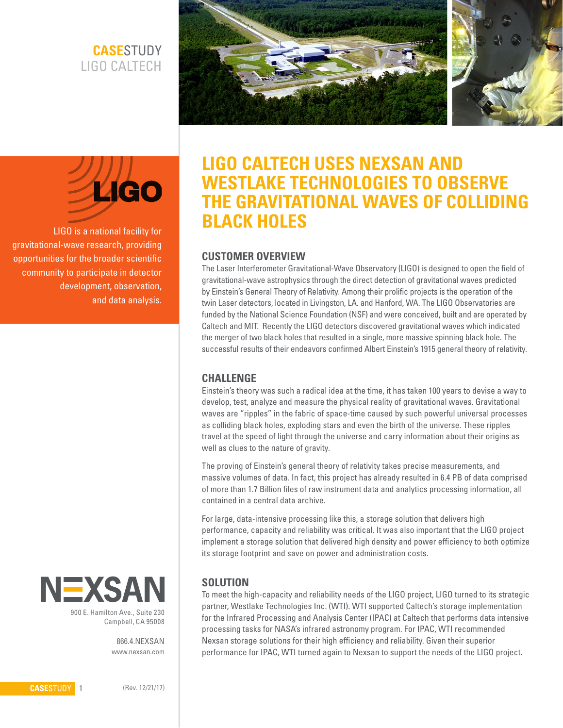**CASE**STUDY
LIGO CALTECH

LIGO

LIGO is a national facility for gravitational-wave research, providing opportunities for the broader scientific community to participate in detector development, observation, and data analysis.

# LIGO CALTECH USES NEXSAN AND WESTLAKE TECHNOLOGIES TO OBSERVE THE GRAVITATIONAL WAVES OF COLLIDING BLACK HOLES

## CUSTOMER OVERVIEW

The Laser Interferometer Gravitational-Wave Observatory (LIGO) is designed to open the field of gravitational-wave astrophysics through the direct detection of gravitational waves predicted by Einstein's General Theory of Relativity. Among their prolific projects is the operation of the twin Laser detectors, located in Livingston, LA. and Hanford, WA. The LIGO Observatories are funded by the National Science Foundation (NSF) and were conceived, built and are operated by Caltech and MIT. Recently the LIGO detectors discovered gravitational waves which indicated the merger of two black holes that resulted in a single, more massive spinning black hole. The successful results of their endeavors confirmed Albert Einstein's 1915 general theory of relativity.

## CHALLENGE

Einstein's theory was such a radical idea at the time, it has taken 100 years to devise a way to develop, test, analyze and measure the physical reality of gravitational waves. Gravitational waves are "ripples" in the fabric of space-time caused by such powerful universal processes as colliding black holes, exploding stars and even the birth of the universe. These ripples travel at the speed of light through the universe and carry information about their origins as well as clues to the nature of gravity.

The proving of Einstein's general theory of relativity takes precise measurements, and massive volumes of data. In fact, this project has already resulted in 6.4 PB of data comprised of more than 1.7 Billion files of raw instrument data and analytics processing information, all contained in a central data archive.

For large, data-intensive processing like this, a storage solution that delivers high performance, capacity and reliability was critical. It was also important that the LIGO project implement a storage solution that delivered high density and power efficiency to both optimize its storage footprint and save on power and administration costs.

## SOLUTION

To meet the high-capacity and reliability needs of the LIGO project, LIGO turned to its strategic partner, Westlake Technologies Inc. (WTI). WTI supported Caltech's storage implementation for the Infrared Processing and Analysis Center (IPAC) at Caltech that performs data intensive processing tasks for NASA's infrared astronomy program. For IPAC, WTI recommended Nexsan storage solutions for their high efficiency and reliability. Given their superior performance for IPAC, WTI turned again to Nexsan to support the needs of the LIGO project.

NEXSAN

900 E. Hamilton Ave., Suite 230
Campbell, CA 95008

866.4.NEXSAN
www.nexsan.com

(Rev. 12/21/17)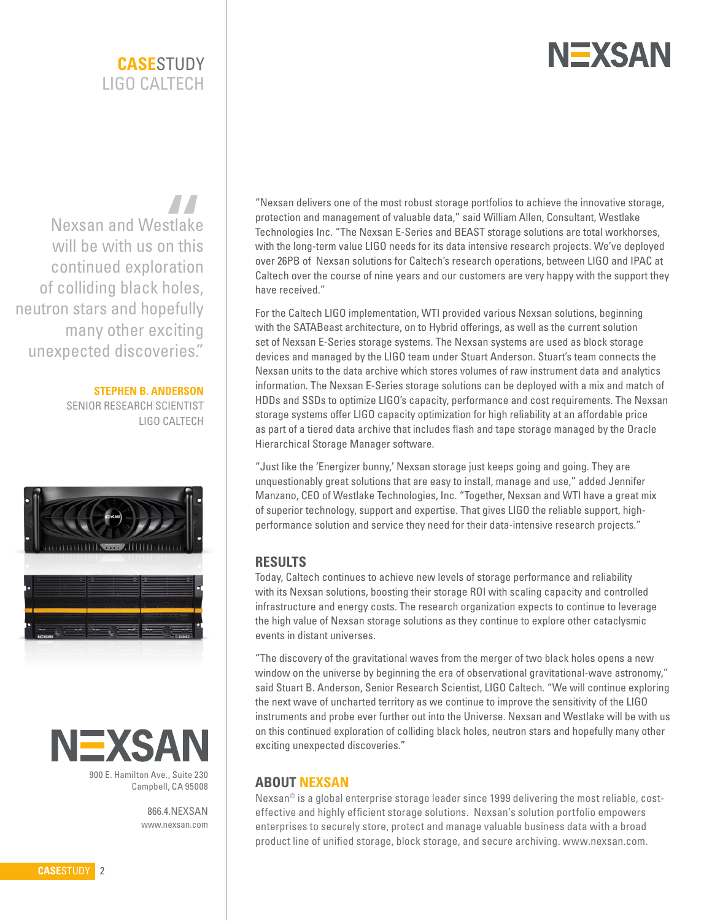# CASESTUDY
## LIGO CALTECH

> "Nexsan and Westlake will be with us on this continued exploration of colliding black holes, neutron stars and hopefully many other exciting unexpected discoveries."
>
> **STEPHEN B. ANDERSON**
> SENIOR RESEARCH SCIENTIST
> LIGO CALTECH

"Nexsan delivers one of the most robust storage portfolios to achieve the innovative storage, protection and management of valuable data," said William Allen, Consultant, Westlake Technologies Inc. "The Nexsan E-Series and BEAST storage solutions are total workhorses, with the long-term value LIGO needs for its data intensive research projects. We've deployed over 26PB of Nexsan solutions for Caltech's research operations, between LIGO and IPAC at Caltech over the course of nine years and our customers are very happy with the support they have received."

For the Caltech LIGO implementation, WTI provided various Nexsan solutions, beginning with the SATABeast architecture, on to Hybrid offerings, as well as the current solution set of Nexsan E-Series storage systems. The Nexsan systems are used as block storage devices and managed by the LIGO team under Stuart Anderson. Stuart's team connects the Nexsan units to the data archive which stores volumes of raw instrument data and analytics information. The Nexsan E-Series storage solutions can be deployed with a mix and match of HDDs and SSDs to optimize LIGO's capacity, performance and cost requirements. The Nexsan storage systems offer LIGO capacity optimization for high reliability at an affordable price as part of a tiered data archive that includes flash and tape storage managed by the Oracle Hierarchical Storage Manager software.

"Just like the 'Energizer bunny,' Nexsan storage just keeps going and going. They are unquestionably great solutions that are easy to install, manage and use," added Jennifer Manzano, CEO of Westlake Technologies, Inc. "Together, Nexsan and WTI have a great mix of superior technology, support and expertise. That gives LIGO the reliable support, high-performance solution and service they need for their data-intensive research projects."

## RESULTS

Today, Caltech continues to achieve new levels of storage performance and reliability with its Nexsan solutions, boosting their storage ROI with scaling capacity and controlled infrastructure and energy costs. The research organization expects to continue to leverage the high value of Nexsan storage solutions as they continue to explore other cataclysmic events in distant universes.

"The discovery of the gravitational waves from the merger of two black holes opens a new window on the universe by beginning the era of observational gravitational-wave astronomy," said Stuart B. Anderson, Senior Research Scientist, LIGO Caltech. "We will continue exploring the next wave of uncharted territory as we continue to improve the sensitivity of the LIGO instruments and probe ever further out into the Universe. Nexsan and Westlake will be with us on this continued exploration of colliding black holes, neutron stars and hopefully many other exciting unexpected discoveries."

## ABOUT NEXSAN

Nexsan® is a global enterprise storage leader since 1999 delivering the most reliable, cost-effective and highly efficient storage solutions. Nexsan's solution portfolio empowers enterprises to securely store, protect and manage valuable business data with a broad product line of unified storage, block storage, and secure archiving. www.nexsan.com.

NEXSAN
900 E. Hamilton Ave., Suite 230
Campbell, CA 95008

866.4.NEXSAN
www.nexsan.com